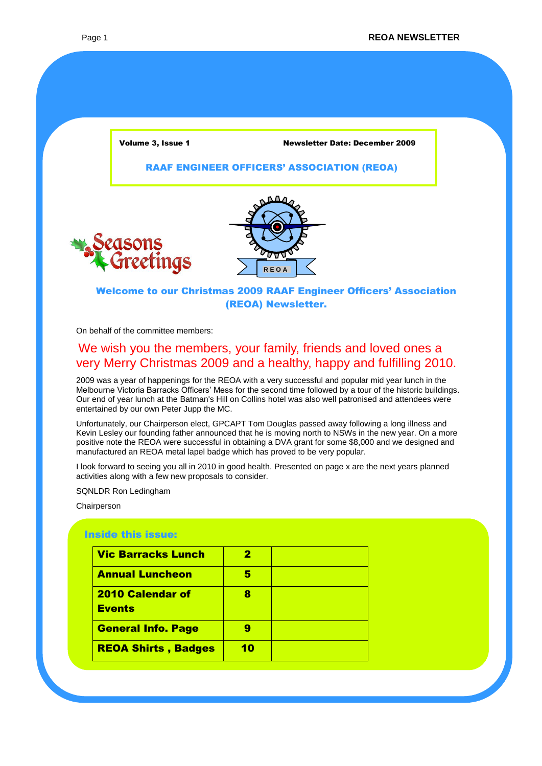**Volume 3, Issue 1** **Newsletter Date: December 2009**

## RAAF ENGINEER OFFICERS' ASSOCIATION (REOA)

Seasons Greetings

REOA

### Welcome to our Christmas 2009 RAAF Engineer Officers' Association (REOA) Newsletter.

On behalf of the committee members:

We wish you the members, your family, friends and loved ones a very Merry Christmas 2009 and a healthy, happy and fulfilling 2010.

2009 was a year of happenings for the REOA with a very successful and popular mid year lunch in the Melbourne Victoria Barracks Officers' Mess for the second time followed by a tour of the historic buildings. Our end of year lunch at the Batman's Hill on Collins hotel was also well patronised and attendees were entertained by our own Peter Jupp the MC.

Unfortunately, our Chairperson elect, GPCAPT Tom Douglas passed away following a long illness and Kevin Lesley our founding father announced that he is moving north to NSWs in the new year. On a more positive note the REOA were successful in obtaining a DVA grant for some $8,000 and we designed and manufactured an REOA metal lapel badge which has proved to be very popular.

I look forward to seeing you all in 2010 in good health. Presented on page x are the next years planned activities along with a few new proposals to consider.

SQNLDR Ron Ledingham

Chairperson

### Inside this issue:

| | | |
|---|---|---|
| **Vic Barracks Lunch** | **2** | |
| **Annual Luncheon** | **5** | |
| **2010 Calendar of Events** | **8** | |
| **General Info. Page** | **9** | |
| **REOA Shirts , Badges** | **10** | |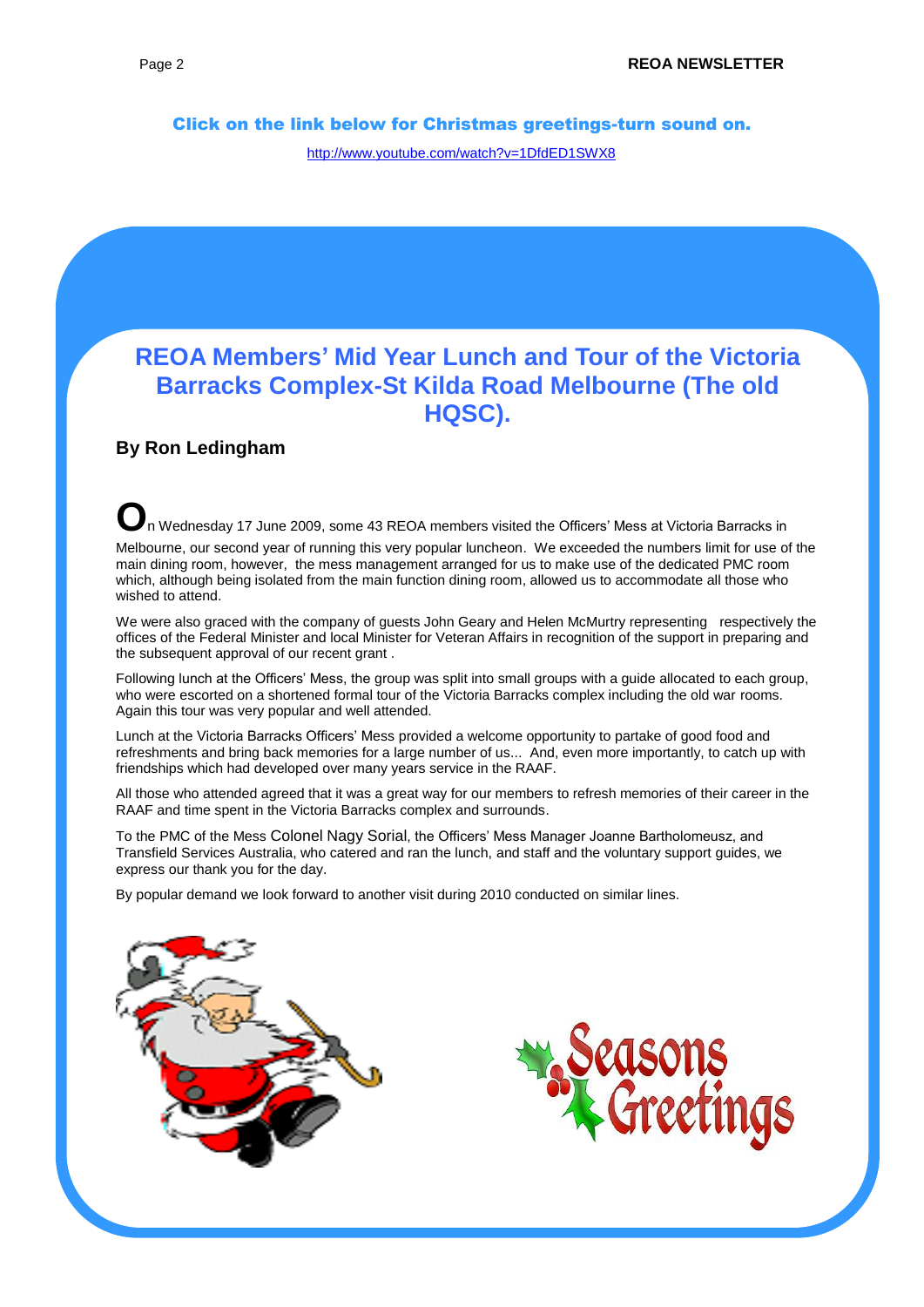**Click on the link below for Christmas greetings-turn sound on.**

http://www.youtube.com/watch?v=1DfdED1SWX8

## REOA Members' Mid Year Lunch and Tour of the Victoria Barracks Complex-St Kilda Road Melbourne (The old HQSC).

**By Ron Ledingham**

On Wednesday 17 June 2009, some 43 REOA members visited the Officers' Mess at Victoria Barracks in Melbourne, our second year of running this very popular luncheon. We exceeded the numbers limit for use of the main dining room, however, the mess management arranged for us to make use of the dedicated PMC room which, although being isolated from the main function dining room, allowed us to accommodate all those who wished to attend.

We were also graced with the company of guests John Geary and Helen McMurtry representing respectively the offices of the Federal Minister and local Minister for Veteran Affairs in recognition of the support in preparing and the subsequent approval of our recent grant .

Following lunch at the Officers' Mess, the group was split into small groups with a guide allocated to each group, who were escorted on a shortened formal tour of the Victoria Barracks complex including the old war rooms. Again this tour was very popular and well attended.

Lunch at the Victoria Barracks Officers' Mess provided a welcome opportunity to partake of good food and refreshments and bring back memories for a large number of us... And, even more importantly, to catch up with friendships which had developed over many years service in the RAAF.

All those who attended agreed that it was a great way for our members to refresh memories of their career in the RAAF and time spent in the Victoria Barracks complex and surrounds.

To the PMC of the Mess Colonel Nagy Sorial, the Officers' Mess Manager Joanne Bartholomeusz, and Transfield Services Australia, who catered and ran the lunch, and staff and the voluntary support guides, we express our thank you for the day.

By popular demand we look forward to another visit during 2010 conducted on similar lines.

Seasons Greetings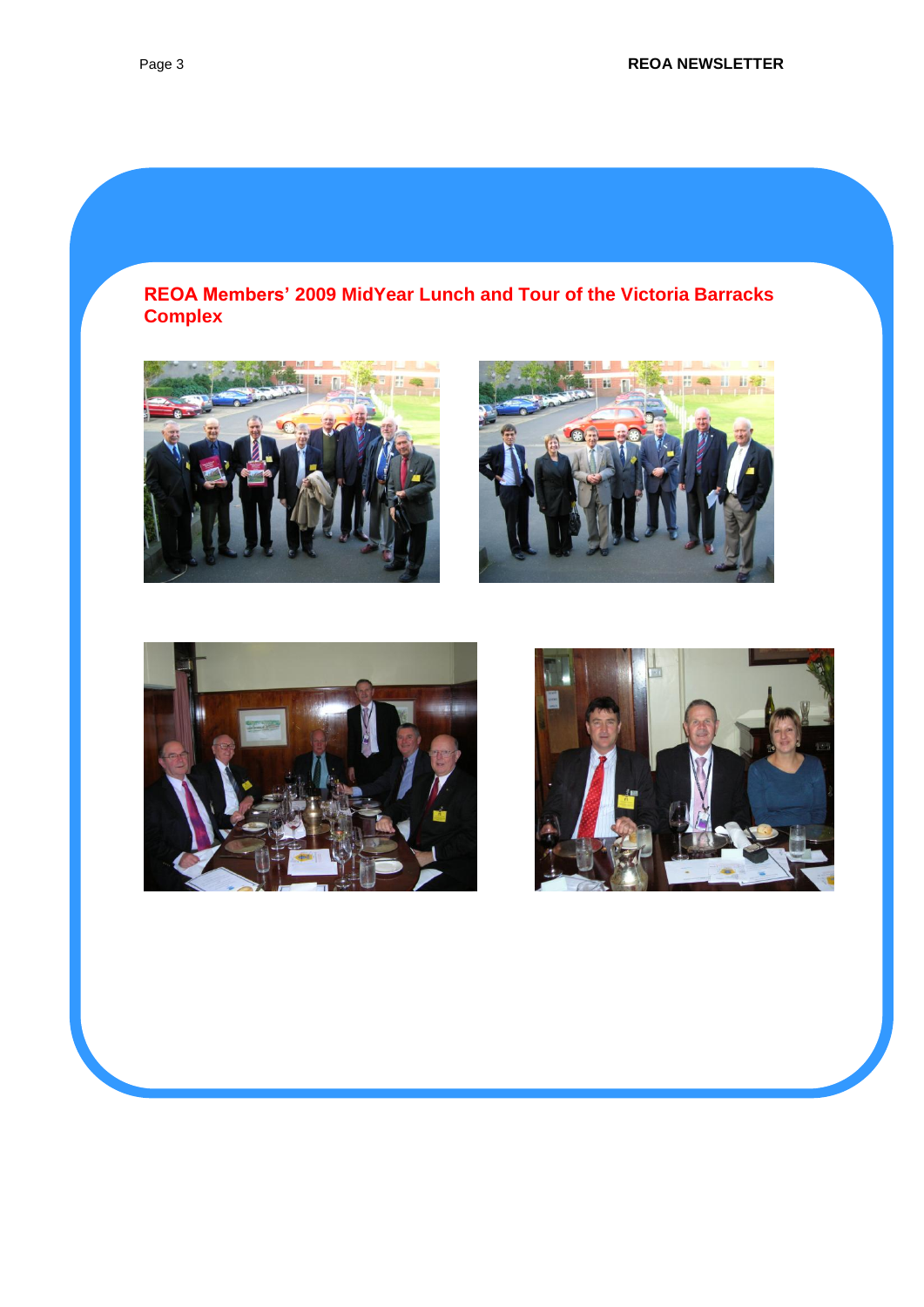## REOA Members' 2009 MidYear Lunch and Tour of the Victoria Barracks Complex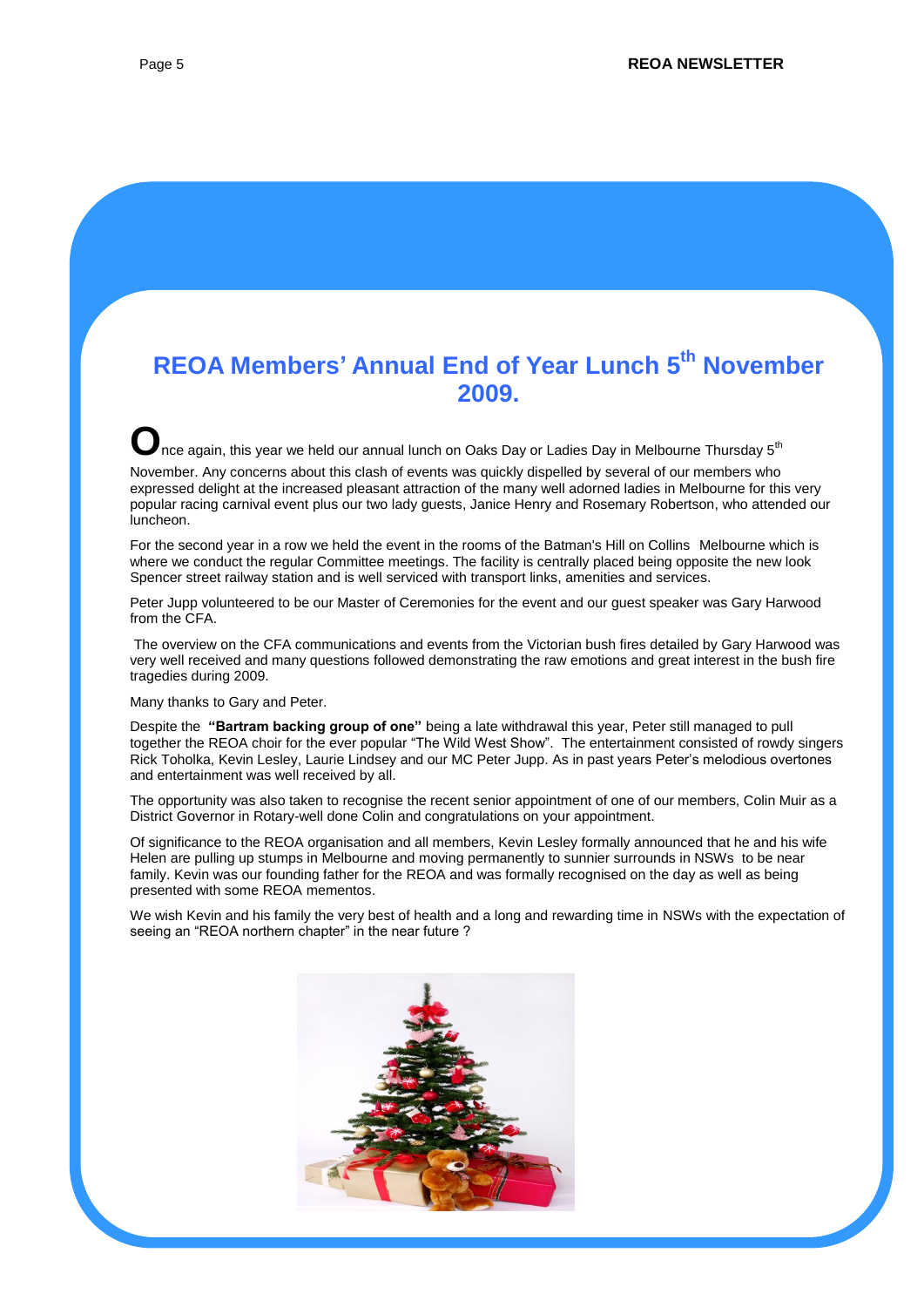# REOA Members' Annual End of Year Lunch 5th November 2009.

Once again, this year we held our annual lunch on Oaks Day or Ladies Day in Melbourne Thursday 5th November. Any concerns about this clash of events was quickly dispelled by several of our members who expressed delight at the increased pleasant attraction of the many well adorned ladies in Melbourne for this very popular racing carnival event plus our two lady guests, Janice Henry and Rosemary Robertson, who attended our luncheon.

For the second year in a row we held the event in the rooms of the Batman's Hill on Collins Melbourne which is where we conduct the regular Committee meetings. The facility is centrally placed being opposite the new look Spencer street railway station and is well serviced with transport links, amenities and services.

Peter Jupp volunteered to be our Master of Ceremonies for the event and our guest speaker was Gary Harwood from the CFA.

The overview on the CFA communications and events from the Victorian bush fires detailed by Gary Harwood was very well received and many questions followed demonstrating the raw emotions and great interest in the bush fire tragedies during 2009.

Many thanks to Gary and Peter.

Despite the **"Bartram backing group of one"** being a late withdrawal this year, Peter still managed to pull together the REOA choir for the ever popular "The Wild West Show". The entertainment consisted of rowdy singers Rick Toholka, Kevin Lesley, Laurie Lindsey and our MC Peter Jupp. As in past years Peter's melodious overtones and entertainment was well received by all.

The opportunity was also taken to recognise the recent senior appointment of one of our members, Colin Muir as a District Governor in Rotary-well done Colin and congratulations on your appointment.

Of significance to the REOA organisation and all members, Kevin Lesley formally announced that he and his wife Helen are pulling up stumps in Melbourne and moving permanently to sunnier surrounds in NSWs to be near family. Kevin was our founding father for the REOA and was formally recognised on the day as well as being presented with some REOA mementos.

We wish Kevin and his family the very best of health and a long and rewarding time in NSWs with the expectation of seeing an "REOA northern chapter" in the near future ?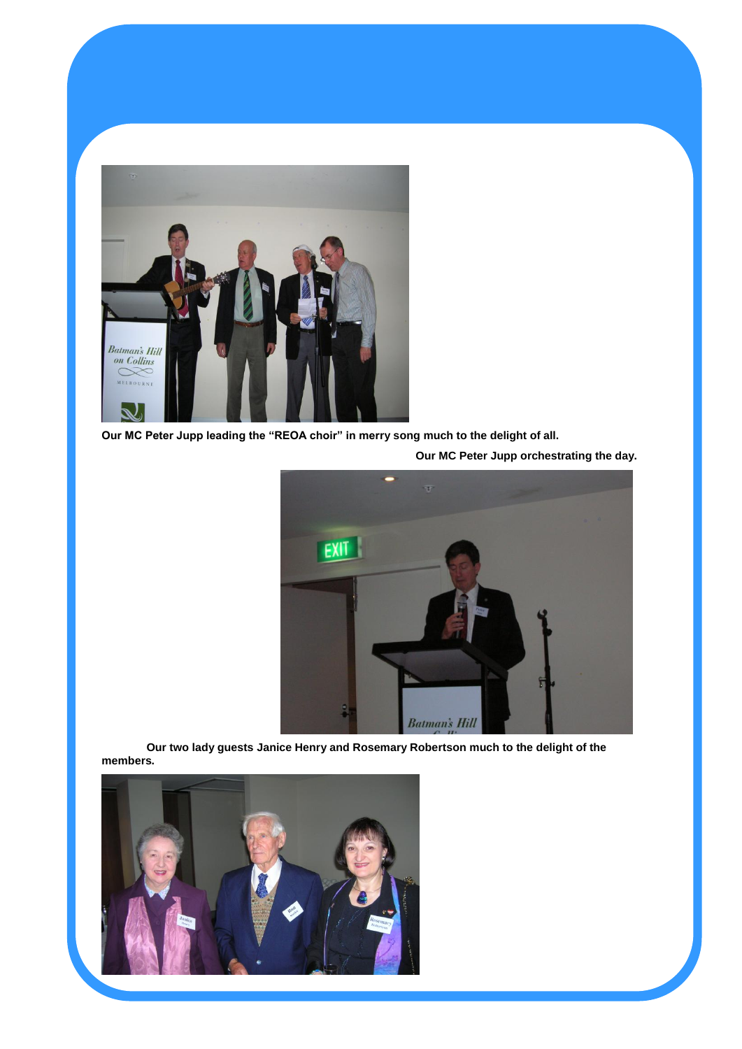Our MC Peter Jupp leading the "REOA choir" in merry song much to the delight of all.

Our MC Peter Jupp orchestrating the day.

Our two lady guests Janice Henry and Rosemary Robertson much to the delight of the members.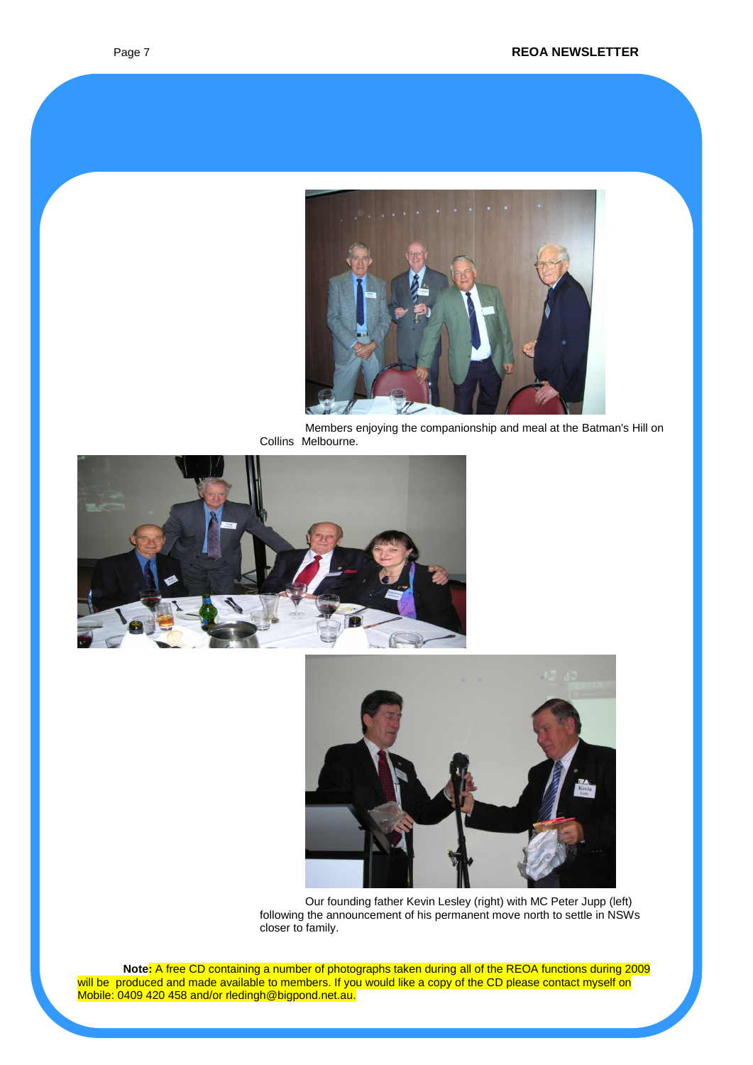Members enjoying the companionship and meal at the Batman's Hill on Collins Melbourne.

Our founding father Kevin Lesley (right) with MC Peter Jupp (left) following the announcement of his permanent move north to settle in NSWs closer to family.

**Note:** A free CD containing a number of photographs taken during all of the REOA functions during 2009 will be produced and made available to members. If you would like a copy of the CD please contact myself on Mobile: 0409 420 458 and/or rledingh@bigpond.net.au.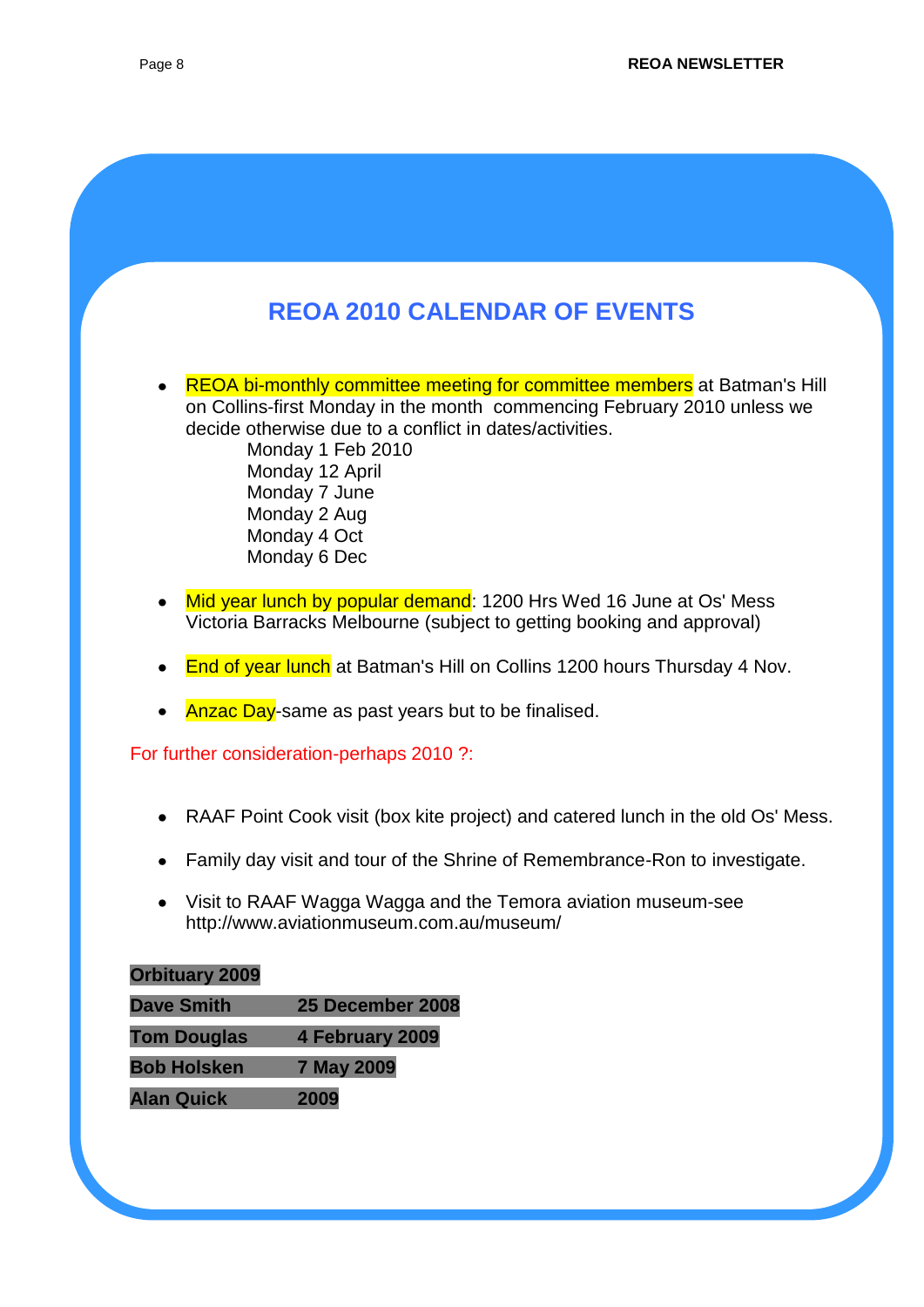# REOA 2010 CALENDAR OF EVENTS

- REOA bi-monthly committee meeting for committee members at Batman's Hill on Collins-first Monday in the month commencing February 2010 unless we decide otherwise due to a conflict in dates/activities.
  - Monday 1 Feb 2010
  - Monday 12 April
  - Monday 7 June
  - Monday 2 Aug
  - Monday 4 Oct
  - Monday 6 Dec

- Mid year lunch by popular demand: 1200 Hrs Wed 16 June at Os' Mess Victoria Barracks Melbourne (subject to getting booking and approval)

- End of year lunch at Batman's Hill on Collins 1200 hours Thursday 4 Nov.

- Anzac Day-same as past years but to be finalised.

For further consideration-perhaps 2010 ?:

- RAAF Point Cook visit (box kite project) and catered lunch in the old Os' Mess.

- Family day visit and tour of the Shrine of Remembrance-Ron to investigate.

- Visit to RAAF Wagga Wagga and the Temora aviation museum-see http://www.aviationmuseum.com.au/museum/

| **Orbituary 2009** | |
|---|---|
| **Dave Smith** | **25 December 2008** |
| **Tom Douglas** | **4 February 2009** |
| **Bob Holsken** | **7 May 2009** |
| **Alan Quick** | **2009** |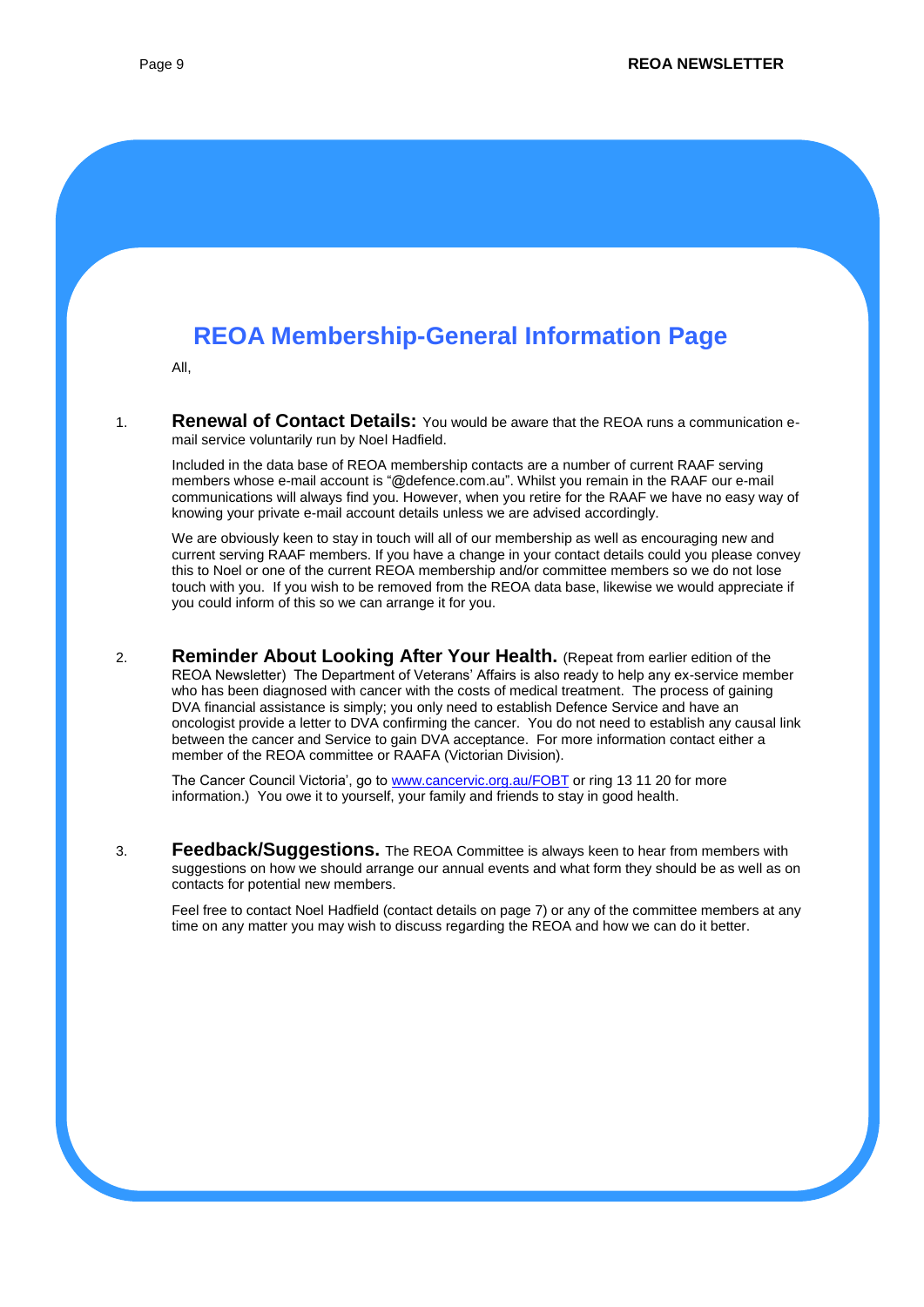# REOA Membership-General Information Page

All,

1. **Renewal of Contact Details:** You would be aware that the REOA runs a communication e-mail service voluntarily run by Noel Hadfield.

   Included in the data base of REOA membership contacts are a number of current RAAF serving members whose e-mail account is "@defence.com.au". Whilst you remain in the RAAF our e-mail communications will always find you. However, when you retire for the RAAF we have no easy way of knowing your private e-mail account details unless we are advised accordingly.

   We are obviously keen to stay in touch will all of our membership as well as encouraging new and current serving RAAF members. If you have a change in your contact details could you please convey this to Noel or one of the current REOA membership and/or committee members so we do not lose touch with you. If you wish to be removed from the REOA data base, likewise we would appreciate if you could inform of this so we can arrange it for you.

2. **Reminder About Looking After Your Health.** (Repeat from earlier edition of the REOA Newsletter) The Department of Veterans' Affairs is also ready to help any ex-service member who has been diagnosed with cancer with the costs of medical treatment. The process of gaining DVA financial assistance is simply; you only need to establish Defence Service and have an oncologist provide a letter to DVA confirming the cancer. You do not need to establish any causal link between the cancer and Service to gain DVA acceptance. For more information contact either a member of the REOA committee or RAAFA (Victorian Division).

   The Cancer Council Victoria', go to [www.cancervic.org.au/FOBT](www.cancervic.org.au/FOBT) or ring 13 11 20 for more information.) You owe it to yourself, your family and friends to stay in good health.

3. **Feedback/Suggestions.** The REOA Committee is always keen to hear from members with suggestions on how we should arrange our annual events and what form they should be as well as on contacts for potential new members.

   Feel free to contact Noel Hadfield (contact details on page 7) or any of the committee members at any time on any matter you may wish to discuss regarding the REOA and how we can do it better.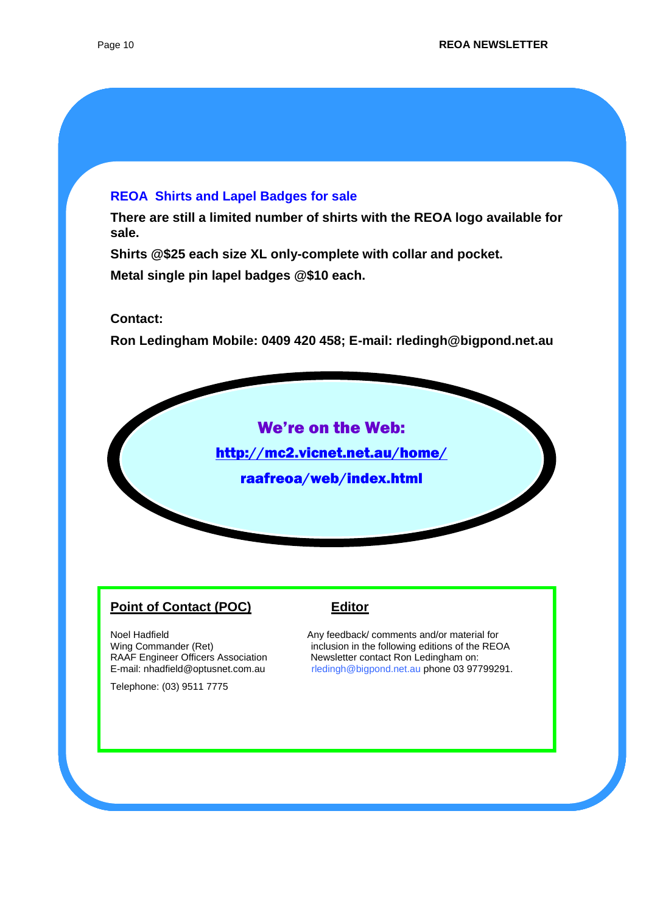## REOA Shirts and Lapel Badges for sale

**There are still a limited number of shirts with the REOA logo available for sale.**

**Shirts @$25 each size XL only-complete with collar and pocket.**

**Metal single pin lapel badges @$10 each.**

**Contact:**

**Ron Ledingham Mobile: 0409 420 458; E-mail: rledingh@bigpond.net.au**

**We're on the Web:**

**http://mc2.vicnet.net.au/home/raafreoa/web/index.html**

### Point of Contact (POC)

Noel Hadfield
Wing Commander (Ret)
RAAF Engineer Officers Association
E-mail: nhadfield@optusnet.com.au

Telephone: (03) 9511 7775

### Editor

Any feedback/ comments and/or material for inclusion in the following editions of the REOA Newsletter contact Ron Ledingham on: rledingh@bigpond.net.au phone 03 97799291.